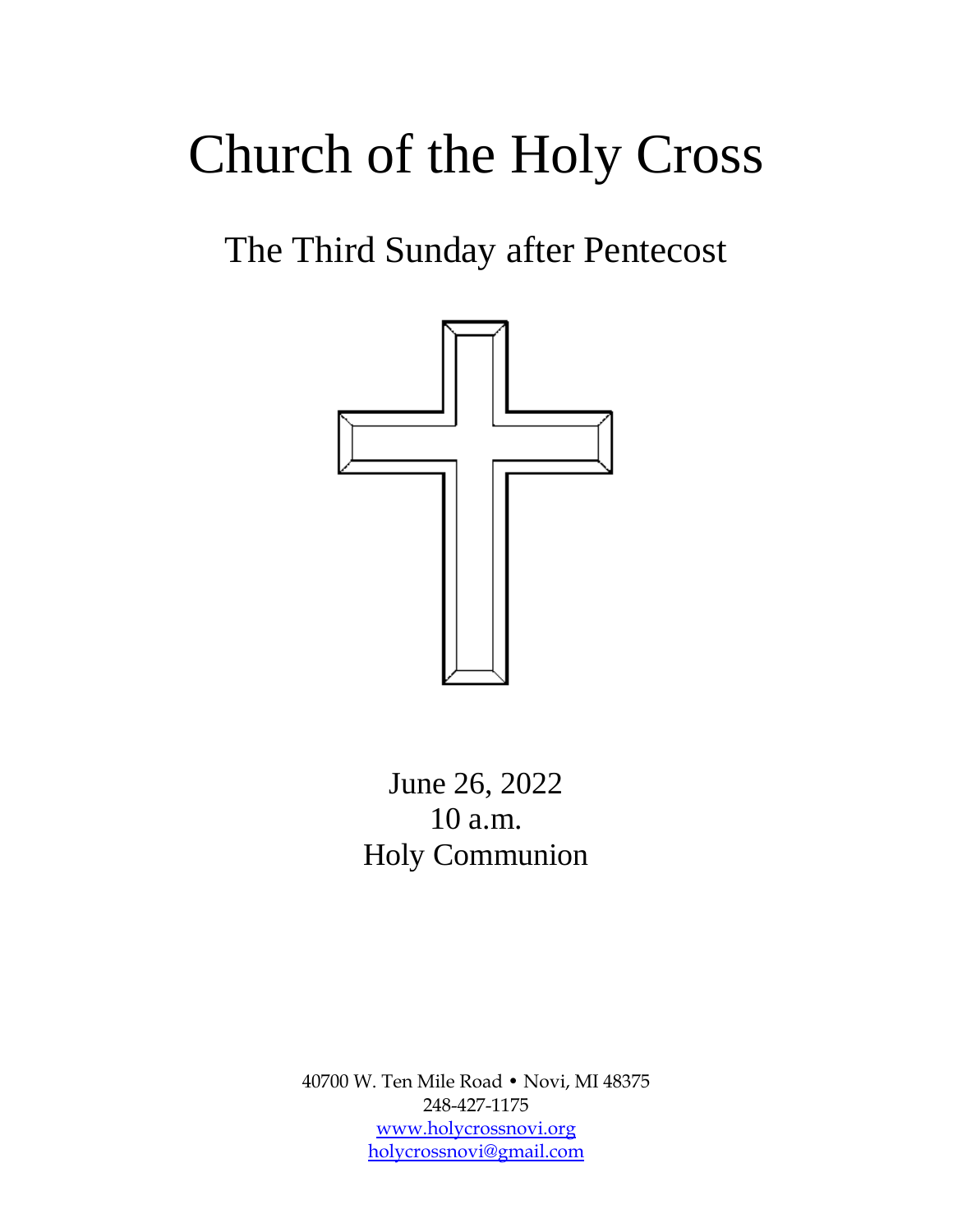# Church of the Holy Cross

## The Third Sunday after Pentecost

June 26, 2022
10 a.m.
Holy Communion

40700 W. Ten Mile Road • Novi, MI 48375
248-427-1175
www.holycrossnovi.org
holycrossnovi@gmail.com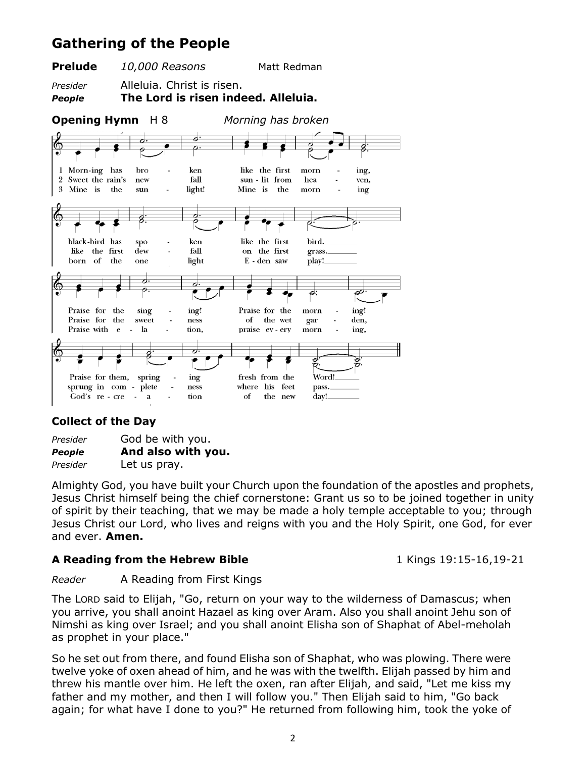## Gathering of the People

**Prelude** *10,000 Reasons* Matt Redman

*Presider* Alleluia. Christ is risen.
***People*** **The Lord is risen indeed. Alleluia.**

**Opening Hymn** H 8 *Morning has broken*

1 Morn-ing has bro - ken like the first morn - ing,
black-bird has spo - ken like the first bird.
Praise for the sing - ing! Praise for the morn - ing!
Praise for them, spring - ing fresh from the Word!

2 Sweet the rain's new fall sun - lit from hea - ven,
like the first dew - fall on the first grass.
Praise for the sweet - ness of the wet gar - den,
sprung in com - plete - ness where his feet pass.

3 Mine is the sun - light! Mine is the morn - ing
born of the one light E - den saw play!
Praise with e - la - tion, praise ev - ery morn - ing,
God's re - cre - a - tion of the new day!

### Collect of the Day

*Presider* God be with you.
***People*** **And also with you.**
*Presider* Let us pray.

Almighty God, you have built your Church upon the foundation of the apostles and prophets, Jesus Christ himself being the chief cornerstone: Grant us so to be joined together in unity of spirit by their teaching, that we may be made a holy temple acceptable to you; through Jesus Christ our Lord, who lives and reigns with you and the Holy Spirit, one God, for ever and ever. **Amen.**

### A Reading from the Hebrew Bible 1 Kings 19:15-16,19-21

*Reader* A Reading from First Kings

The LORD said to Elijah, "Go, return on your way to the wilderness of Damascus; when you arrive, you shall anoint Hazael as king over Aram. Also you shall anoint Jehu son of Nimshi as king over Israel; and you shall anoint Elisha son of Shaphat of Abel-meholah as prophet in your place."

So he set out from there, and found Elisha son of Shaphat, who was plowing. There were twelve yoke of oxen ahead of him, and he was with the twelfth. Elijah passed by him and threw his mantle over him. He left the oxen, ran after Elijah, and said, "Let me kiss my father and my mother, and then I will follow you." Then Elijah said to him, "Go back again; for what have I done to you?" He returned from following him, took the yoke of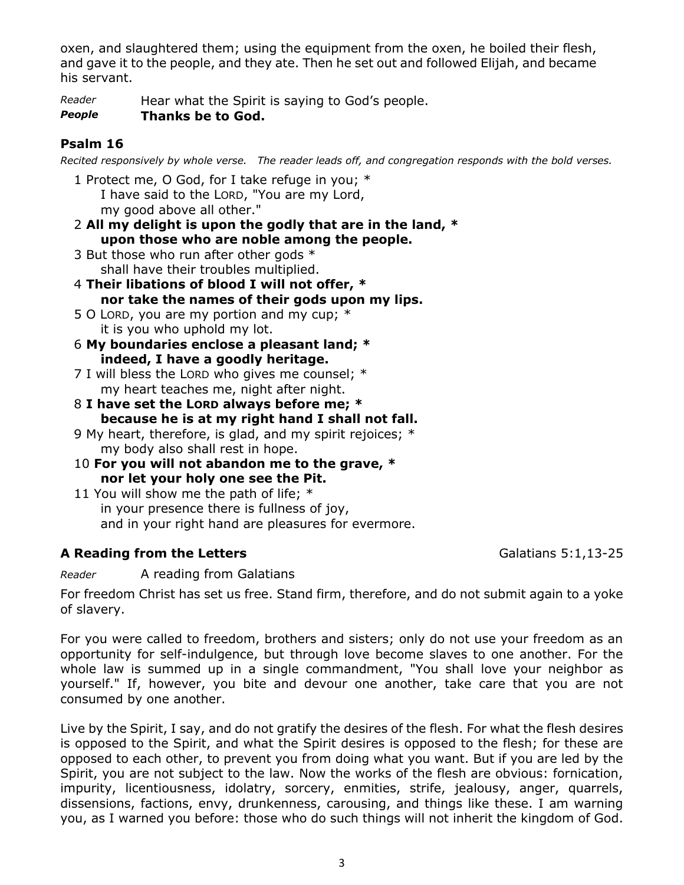oxen, and slaughtered them; using the equipment from the oxen, he boiled their flesh, and gave it to the people, and they ate. Then he set out and followed Elijah, and became his servant.

*Reader* Hear what the Spirit is saying to God's people.
***People*** **Thanks be to God.**

### Psalm 16

*Recited responsively by whole verse. The reader leads off, and congregation responds with the bold verses.*

1 Protect me, O God, for I take refuge in you; *
  I have said to the LORD, "You are my Lord,
  my good above all other."

2 **All my delight is upon the godly that are in the land, ***
  **upon those who are noble among the people.**

3 But those who run after other gods *
  shall have their troubles multiplied.

4 **Their libations of blood I will not offer, ***
  **nor take the names of their gods upon my lips.**

5 O LORD, you are my portion and my cup; *
  it is you who uphold my lot.

6 **My boundaries enclose a pleasant land; ***
  **indeed, I have a goodly heritage.**

7 I will bless the LORD who gives me counsel; *
  my heart teaches me, night after night.

8 **I have set the LORD always before me; ***
  **because he is at my right hand I shall not fall.**

9 My heart, therefore, is glad, and my spirit rejoices; *
  my body also shall rest in hope.

10 **For you will not abandon me to the grave, ***
  **nor let your holy one see the Pit.**

11 You will show me the path of life; *
  in your presence there is fullness of joy,
  and in your right hand are pleasures for evermore.

### A Reading from the Letters — Galatians 5:1,13-25

*Reader* A reading from Galatians

For freedom Christ has set us free. Stand firm, therefore, and do not submit again to a yoke of slavery.

For you were called to freedom, brothers and sisters; only do not use your freedom as an opportunity for self-indulgence, but through love become slaves to one another. For the whole law is summed up in a single commandment, "You shall love your neighbor as yourself." If, however, you bite and devour one another, take care that you are not consumed by one another.

Live by the Spirit, I say, and do not gratify the desires of the flesh. For what the flesh desires is opposed to the Spirit, and what the Spirit desires is opposed to the flesh; for these are opposed to each other, to prevent you from doing what you want. But if you are led by the Spirit, you are not subject to the law. Now the works of the flesh are obvious: fornication, impurity, licentiousness, idolatry, sorcery, enmities, strife, jealousy, anger, quarrels, dissensions, factions, envy, drunkenness, carousing, and things like these. I am warning you, as I warned you before: those who do such things will not inherit the kingdom of God.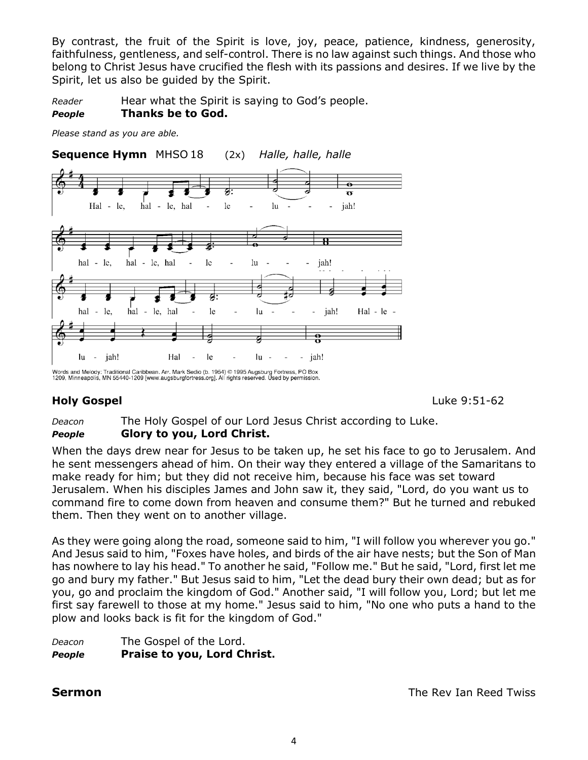By contrast, the fruit of the Spirit is love, joy, peace, patience, kindness, generosity, faithfulness, gentleness, and self-control. There is no law against such things. And those who belong to Christ Jesus have crucified the flesh with its passions and desires. If we live by the Spirit, let us also be guided by the Spirit.

*Reader* Hear what the Spirit is saying to God's people.
***People*** **Thanks be to God.**

*Please stand as you are able.*

**Sequence Hymn** MHSO 18 (2x) *Halle, halle, halle*

Hal - le, hal - le, hal - le - lu - jah!
hal - le, hal - le, hal - le - lu - jah!
hal - le, hal - le, hal - le - lu - jah! Hal - le -
lu - jah! Hal - le - lu - jah!

Words and Melody: Traditional Caribbean. Arr. Mark Sedio (b. 1954) © 1995 Augsburg Fortress, PO Box 1209, Minneapolis, MN 55440-1209 [www.augsburgfortress.org]. All rights reserved. Used by permission.

**Holy Gospel** Luke 9:51-62

*Deacon* The Holy Gospel of our Lord Jesus Christ according to Luke.
***People*** **Glory to you, Lord Christ.**

When the days drew near for Jesus to be taken up, he set his face to go to Jerusalem. And he sent messengers ahead of him. On their way they entered a village of the Samaritans to make ready for him; but they did not receive him, because his face was set toward Jerusalem. When his disciples James and John saw it, they said, "Lord, do you want us to command fire to come down from heaven and consume them?" But he turned and rebuked them. Then they went on to another village.

As they were going along the road, someone said to him, "I will follow you wherever you go." And Jesus said to him, "Foxes have holes, and birds of the air have nests; but the Son of Man has nowhere to lay his head." To another he said, "Follow me." But he said, "Lord, first let me go and bury my father." But Jesus said to him, "Let the dead bury their own dead; but as for you, go and proclaim the kingdom of God." Another said, "I will follow you, Lord; but let me first say farewell to those at my home." Jesus said to him, "No one who puts a hand to the plow and looks back is fit for the kingdom of God."

*Deacon* The Gospel of the Lord.
***People*** **Praise to you, Lord Christ.**

**Sermon** The Rev Ian Reed Twiss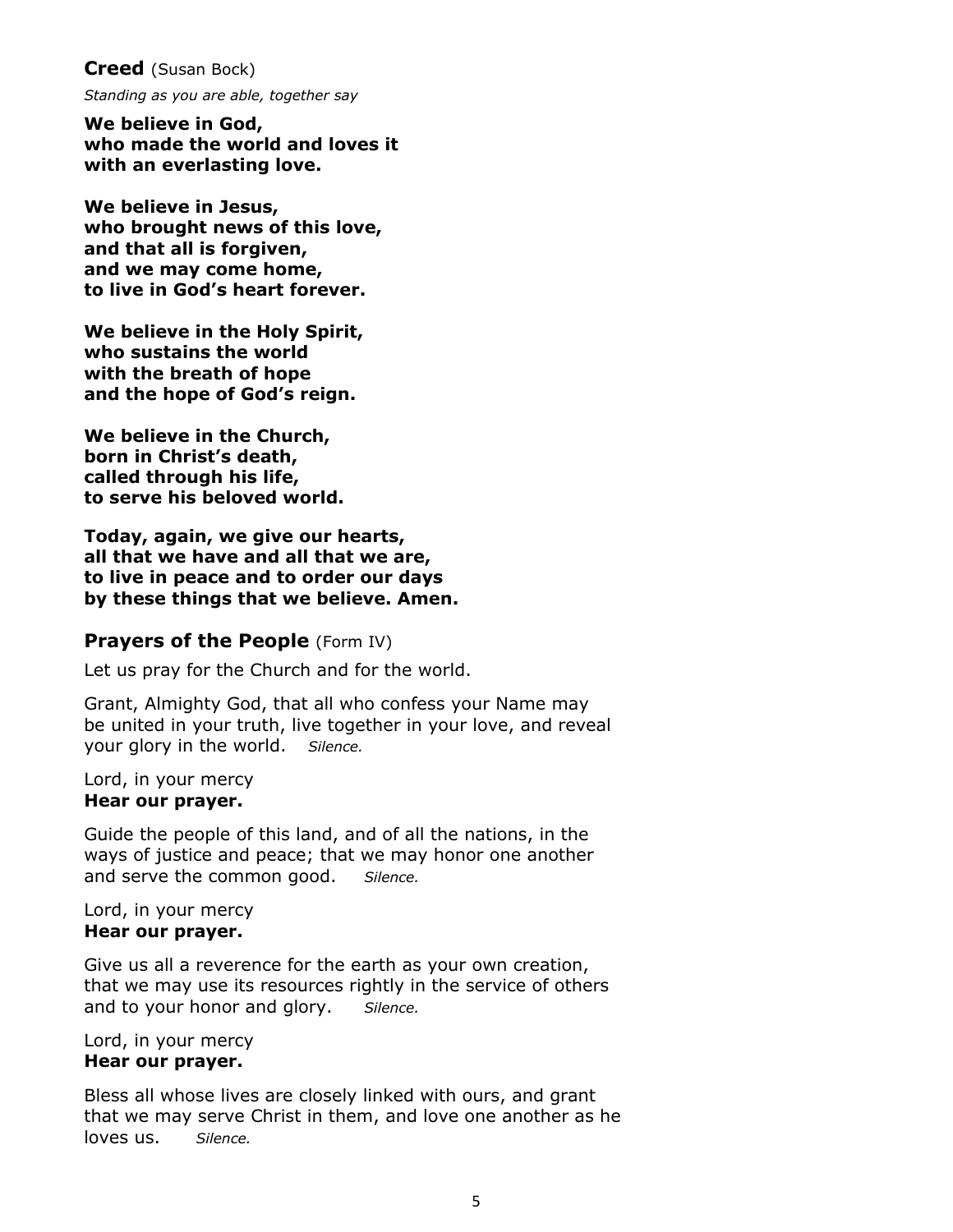## **Creed** (Susan Bock)

*Standing as you are able, together say*

**We believe in God,**
**who made the world and loves it**
**with an everlasting love.**

**We believe in Jesus,**
**who brought news of this love,**
**and that all is forgiven,**
**and we may come home,**
**to live in God's heart forever.**

**We believe in the Holy Spirit,**
**who sustains the world**
**with the breath of hope**
**and the hope of God's reign.**

**We believe in the Church,**
**born in Christ's death,**
**called through his life,**
**to serve his beloved world.**

**Today, again, we give our hearts,**
**all that we have and all that we are,**
**to live in peace and to order our days**
**by these things that we believe. Amen.**

## **Prayers of the People** (Form IV)

Let us pray for the Church and for the world.

Grant, Almighty God, that all who confess your Name may be united in your truth, live together in your love, and reveal your glory in the world. *Silence.*

Lord, in your mercy
**Hear our prayer.**

Guide the people of this land, and of all the nations, in the ways of justice and peace; that we may honor one another and serve the common good. *Silence.*

Lord, in your mercy
**Hear our prayer.**

Give us all a reverence for the earth as your own creation, that we may use its resources rightly in the service of others and to your honor and glory. *Silence.*

Lord, in your mercy
**Hear our prayer.**

Bless all whose lives are closely linked with ours, and grant that we may serve Christ in them, and love one another as he loves us. *Silence.*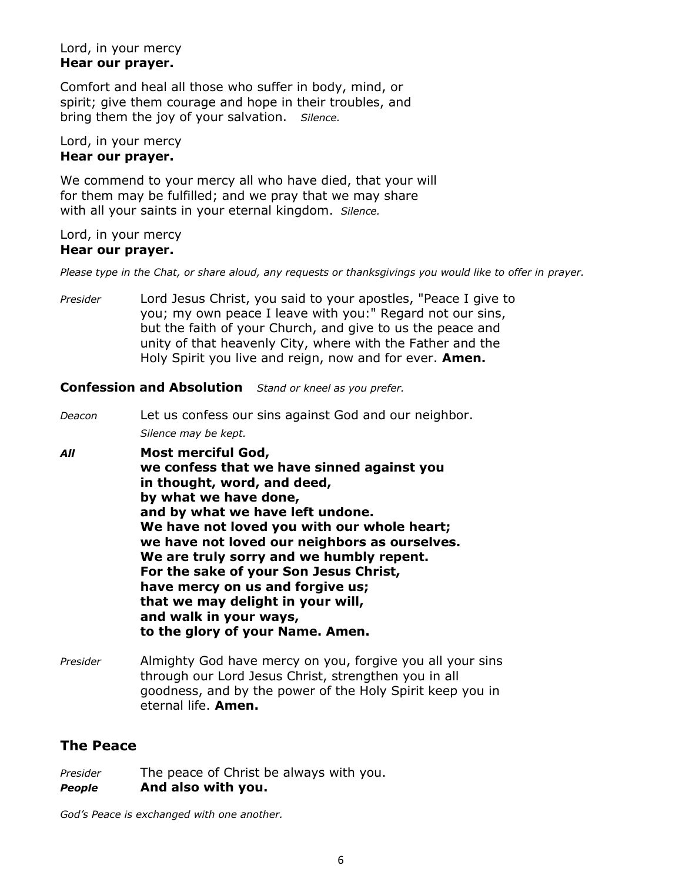Lord, in your mercy
**Hear our prayer.**

Comfort and heal all those who suffer in body, mind, or spirit; give them courage and hope in their troubles, and bring them the joy of your salvation. *Silence.*

Lord, in your mercy
**Hear our prayer.**

We commend to your mercy all who have died, that your will for them may be fulfilled; and we pray that we may share with all your saints in your eternal kingdom. *Silence.*

Lord, in your mercy
**Hear our prayer.**

*Please type in the Chat, or share aloud, any requests or thanksgivings you would like to offer in prayer.*

*Presider* Lord Jesus Christ, you said to your apostles, "Peace I give to you; my own peace I leave with you:" Regard not our sins, but the faith of your Church, and give to us the peace and unity of that heavenly City, where with the Father and the Holy Spirit you live and reign, now and for ever. **Amen.**

**Confession and Absolution** *Stand or kneel as you prefer.*

*Deacon* Let us confess our sins against God and our neighbor.
*Silence may be kept.*

***All*** **Most merciful God,**
**we confess that we have sinned against you**
**in thought, word, and deed,**
**by what we have done,**
**and by what we have left undone.**
**We have not loved you with our whole heart;**
**we have not loved our neighbors as ourselves.**
**We are truly sorry and we humbly repent.**
**For the sake of your Son Jesus Christ,**
**have mercy on us and forgive us;**
**that we may delight in your will,**
**and walk in your ways,**
**to the glory of your Name. Amen.**

*Presider* Almighty God have mercy on you, forgive you all your sins through our Lord Jesus Christ, strengthen you in all goodness, and by the power of the Holy Spirit keep you in eternal life. **Amen.**

## The Peace

*Presider* The peace of Christ be always with you.
***People*** **And also with you.**

*God's Peace is exchanged with one another.*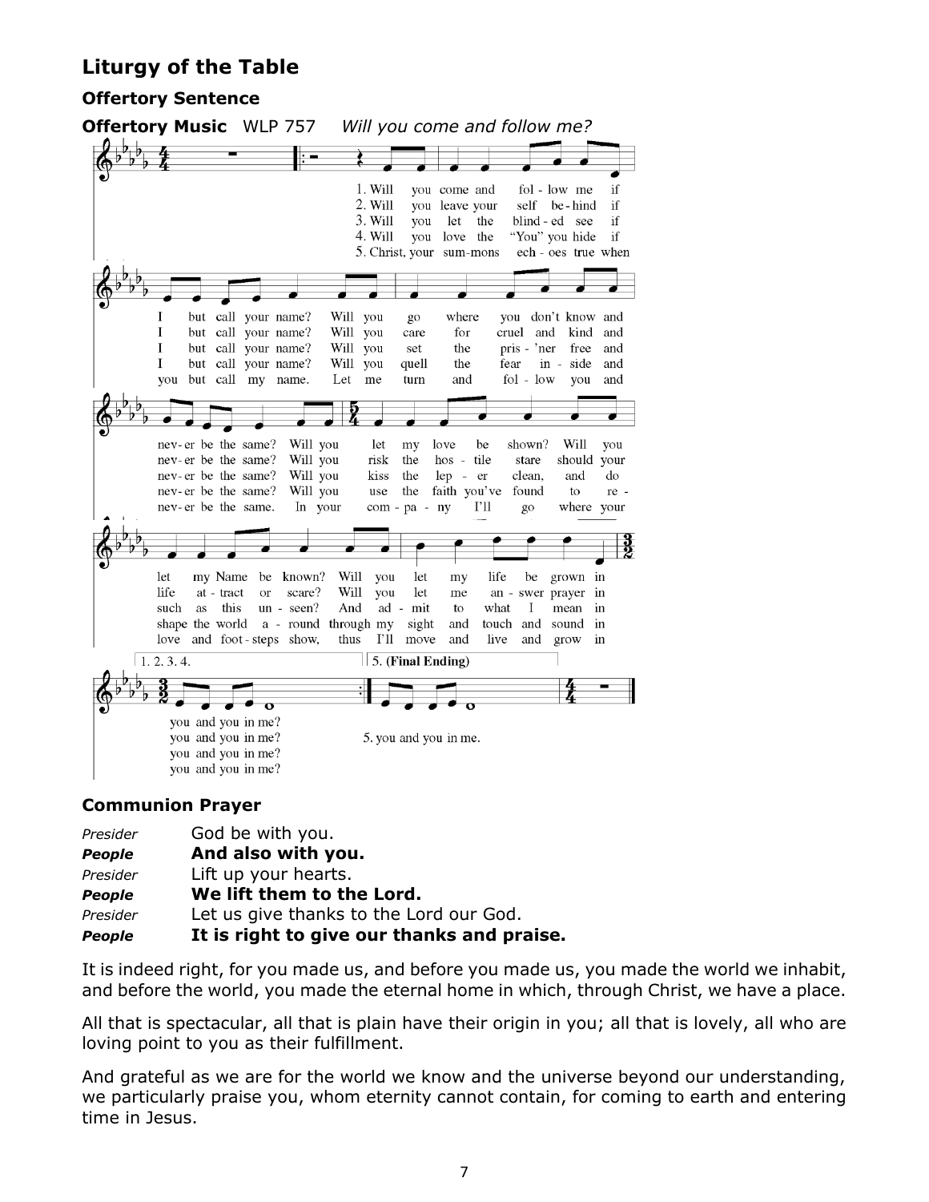## Liturgy of the Table

### Offertory Sentence

**Offertory Music** WLP 757 *Will you come and follow me?*

1. Will you come and follow me if I but call your name? Will you go where you don't know and never be the same? Will you let my love be shown? Will you let my Name be known? Will you let my life be grown in you and you in me?

2. Will you leave your self behind if I but call your name? Will you care for cruel and kind and never be the same? Will you risk the hostile stare should your life attract or scare? Will you let me answer prayer in you and you in me?

3. Will you let the blinded see if I but call your name? Will you set the pris'ner free and never be the same? Will you kiss the leper clean, and do such as this unseen? And admit to what I mean in you and you in me?

4. Will you love the "You" you hide if I but call your name? Will you quell the fear inside and never be the same? Will you use the faith you've found to reshape the world around through my sight and touch and sound in you and you in me?

5. Christ, your summons echoes true when you but call my name. Let me turn and follow you and never be the same. In your company I'll go where your love and footsteps show, thus I'll move and live and grow in you and you in me.

### Communion Prayer

*Presider* God be with you.  
***People*** **And also with you.**  
*Presider* Lift up your hearts.  
***People*** **We lift them to the Lord.**  
*Presider* Let us give thanks to the Lord our God.  
***People*** **It is right to give our thanks and praise.**

It is indeed right, for you made us, and before you made us, you made the world we inhabit, and before the world, you made the eternal home in which, through Christ, we have a place.

All that is spectacular, all that is plain have their origin in you; all that is lovely, all who are loving point to you as their fulfillment.

And grateful as we are for the world we know and the universe beyond our understanding, we particularly praise you, whom eternity cannot contain, for coming to earth and entering time in Jesus.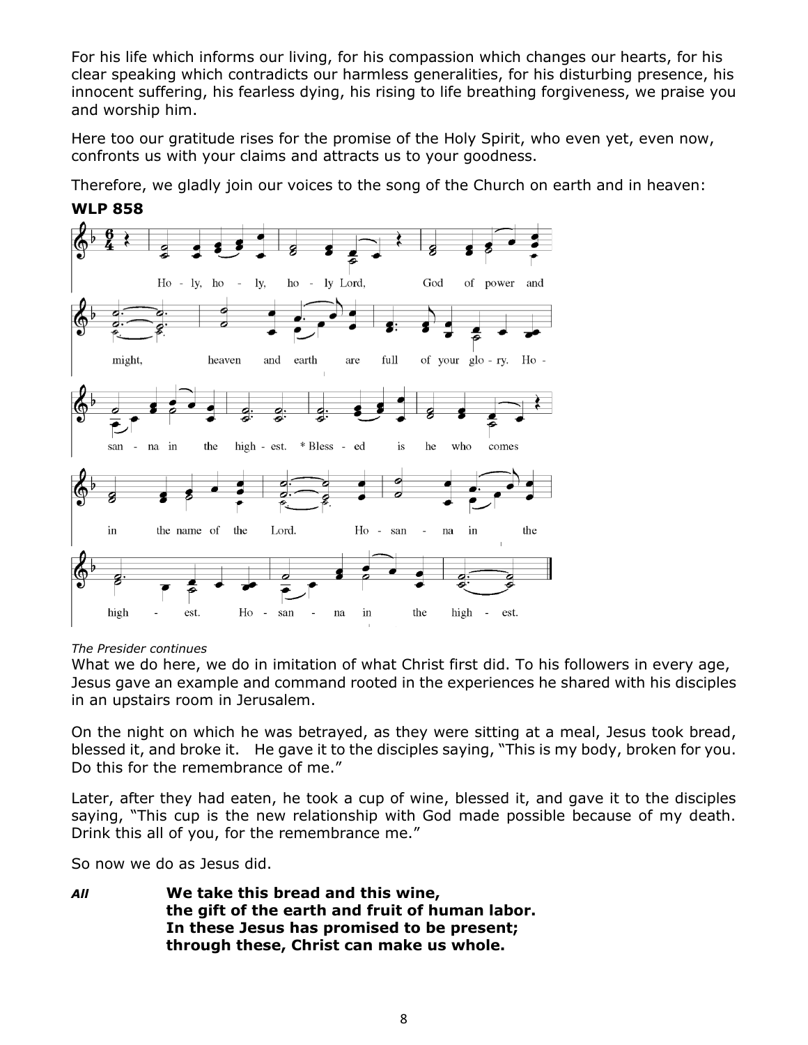For his life which informs our living, for his compassion which changes our hearts, for his clear speaking which contradicts our harmless generalities, for his disturbing presence, his innocent suffering, his fearless dying, his rising to life breathing forgiveness, we praise you and worship him.

Here too our gratitude rises for the promise of the Holy Spirit, who even yet, even now, confronts us with your claims and attracts us to your goodness.

Therefore, we gladly join our voices to the song of the Church on earth and in heaven:

**WLP 858**

Holy, holy, holy Lord, God of power and might, heaven and earth are full of your glory. Hosanna in the highest. * Blessed is he who comes in the name of the Lord. Hosanna in the highest. Hosanna in the highest.

*The Presider continues*
What we do here, we do in imitation of what Christ first did. To his followers in every age, Jesus gave an example and command rooted in the experiences he shared with his disciples in an upstairs room in Jerusalem.

On the night on which he was betrayed, as they were sitting at a meal, Jesus took bread, blessed it, and broke it. He gave it to the disciples saying, "This is my body, broken for you. Do this for the remembrance of me."

Later, after they had eaten, he took a cup of wine, blessed it, and gave it to the disciples saying, "This cup is the new relationship with God made possible because of my death. Drink this all of you, for the remembrance me."

So now we do as Jesus did.

***All*** **We take this bread and this wine,**
**the gift of the earth and fruit of human labor.**
**In these Jesus has promised to be present;**
**through these, Christ can make us whole.**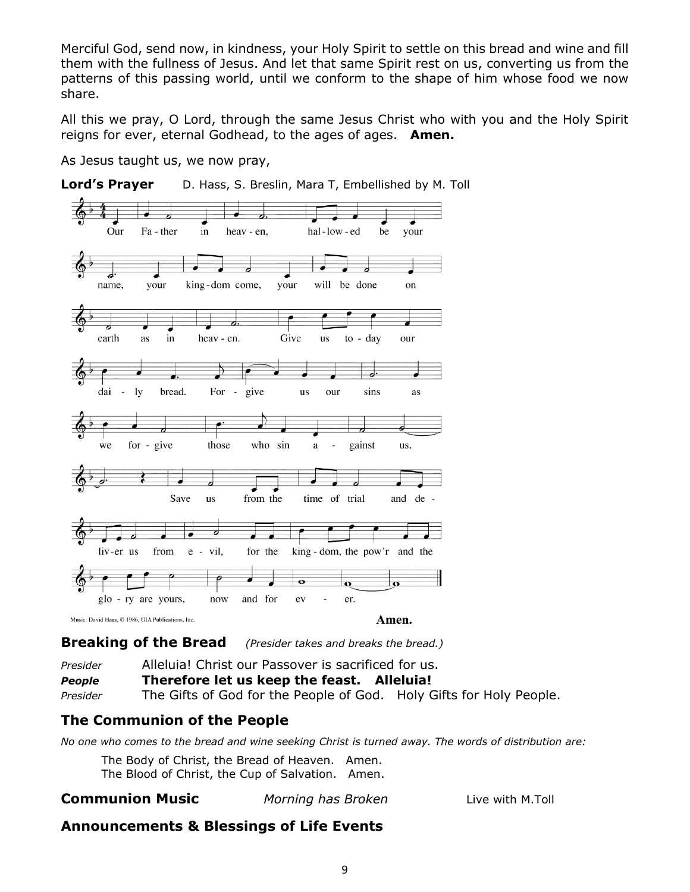Merciful God, send now, in kindness, your Holy Spirit to settle on this bread and wine and fill them with the fullness of Jesus. And let that same Spirit rest on us, converting us from the patterns of this passing world, until we conform to the shape of him whose food we now share.

All this we pray, O Lord, through the same Jesus Christ who with you and the Holy Spirit reigns for ever, eternal Godhead, to the ages of ages. **Amen.**

As Jesus taught us, we now pray,

**Lord's Prayer** D. Hass, S. Breslin, Mara T, Embellished by M. Toll

Our Father in heaven, hallowed be your name, your kingdom come, your will be done on earth as in heaven. Give us today our daily bread. Forgive us our sins as we forgive those who sin against us. Save us from the time of trial and deliver us from evil, for the kingdom, the pow'r and the glory are yours, now and for ever. Amen.

Music: David Haas, © 1986, GIA Publications, Inc.

## Breaking of the Bread *(Presider takes and breaks the bread.)*

*Presider* Alleluia! Christ our Passover is sacrificed for us.
***People*** **Therefore let us keep the feast. Alleluia!**
*Presider* The Gifts of God for the People of God. Holy Gifts for Holy People.

## The Communion of the People

*No one who comes to the bread and wine seeking Christ is turned away. The words of distribution are:*

The Body of Christ, the Bread of Heaven. Amen.
The Blood of Christ, the Cup of Salvation. Amen.

**Communion Music** *Morning has Broken* Live with M.Toll

## Announcements & Blessings of Life Events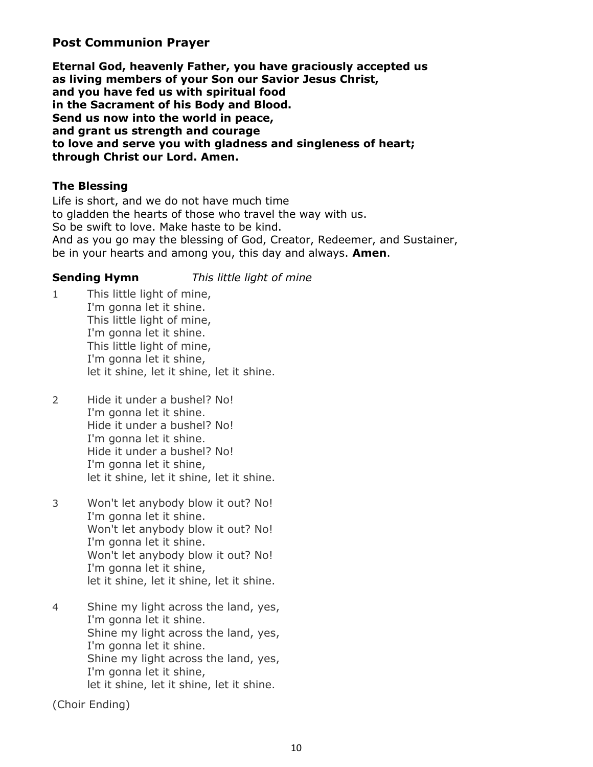### Post Communion Prayer

**Eternal God, heavenly Father, you have graciously accepted us**
**as living members of your Son our Savior Jesus Christ,**
**and you have fed us with spiritual food**
**in the Sacrament of his Body and Blood.**
**Send us now into the world in peace,**
**and grant us strength and courage**
**to love and serve you with gladness and singleness of heart;**
**through Christ our Lord. Amen.**

### The Blessing

Life is short, and we do not have much time
to gladden the hearts of those who travel the way with us.
So be swift to love. Make haste to be kind.
And as you go may the blessing of God, Creator, Redeemer, and Sustainer,
be in your hearts and among you, this day and always. **Amen**.

**Sending Hymn** *This little light of mine*

1 This little light of mine,
I'm gonna let it shine.
This little light of mine,
I'm gonna let it shine.
This little light of mine,
I'm gonna let it shine,
let it shine, let it shine, let it shine.

2 Hide it under a bushel? No!
I'm gonna let it shine.
Hide it under a bushel? No!
I'm gonna let it shine.
Hide it under a bushel? No!
I'm gonna let it shine,
let it shine, let it shine, let it shine.

3 Won't let anybody blow it out? No!
I'm gonna let it shine.
Won't let anybody blow it out? No!
I'm gonna let it shine.
Won't let anybody blow it out? No!
I'm gonna let it shine,
let it shine, let it shine, let it shine.

4 Shine my light across the land, yes,
I'm gonna let it shine.
Shine my light across the land, yes,
I'm gonna let it shine.
Shine my light across the land, yes,
I'm gonna let it shine,
let it shine, let it shine, let it shine.

(Choir Ending)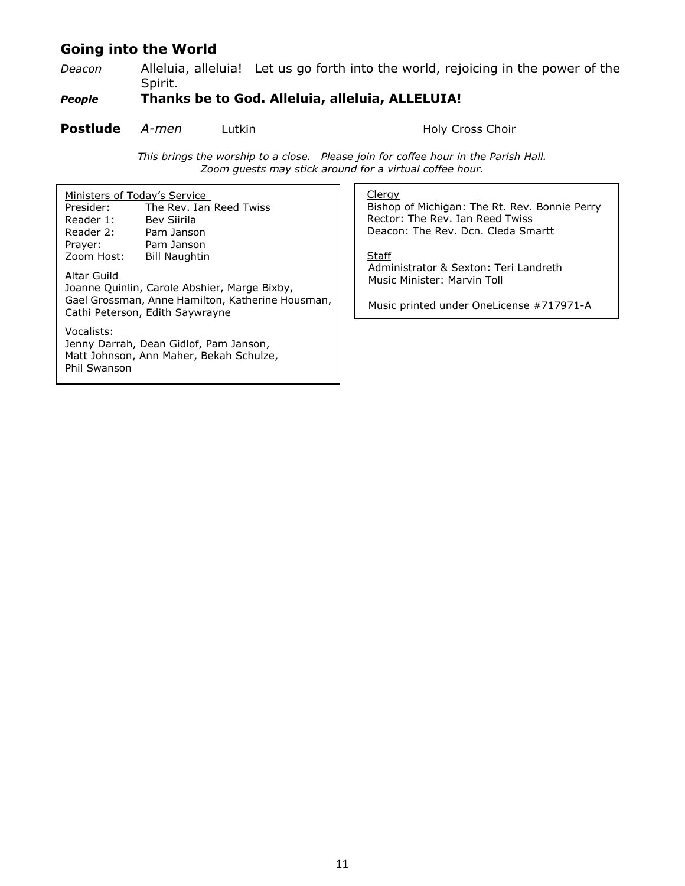## Going into the World

*Deacon* Alleluia, alleluia! Let us go forth into the world, rejoicing in the power of the Spirit.

***People*** **Thanks be to God. Alleluia, alleluia, ALLELUIA!**

**Postlude** *A-men* Lutkin Holy Cross Choir

*This brings the worship to a close. Please join for coffee hour in the Parish Hall.*
*Zoom guests may stick around for a virtual coffee hour.*

Ministers of Today's Service

| | |
|---|---|
| Presider: | The Rev. Ian Reed Twiss |
| Reader 1: | Bev Siirila |
| Reader 2: | Pam Janson |
| Prayer: | Pam Janson |
| Zoom Host: | Bill Naughtin |

Altar Guild
Joanne Quinlin, Carole Abshier, Marge Bixby, Gael Grossman, Anne Hamilton, Katherine Housman, Cathi Peterson, Edith Saywrayne

Vocalists:
Jenny Darrah, Dean Gidlof, Pam Janson, Matt Johnson, Ann Maher, Bekah Schulze, Phil Swanson

Clergy
Bishop of Michigan: The Rt. Rev. Bonnie Perry
Rector: The Rev. Ian Reed Twiss
Deacon: The Rev. Dcn. Cleda Smartt

Staff
Administrator & Sexton: Teri Landreth
Music Minister: Marvin Toll

Music printed under OneLicense #717971-A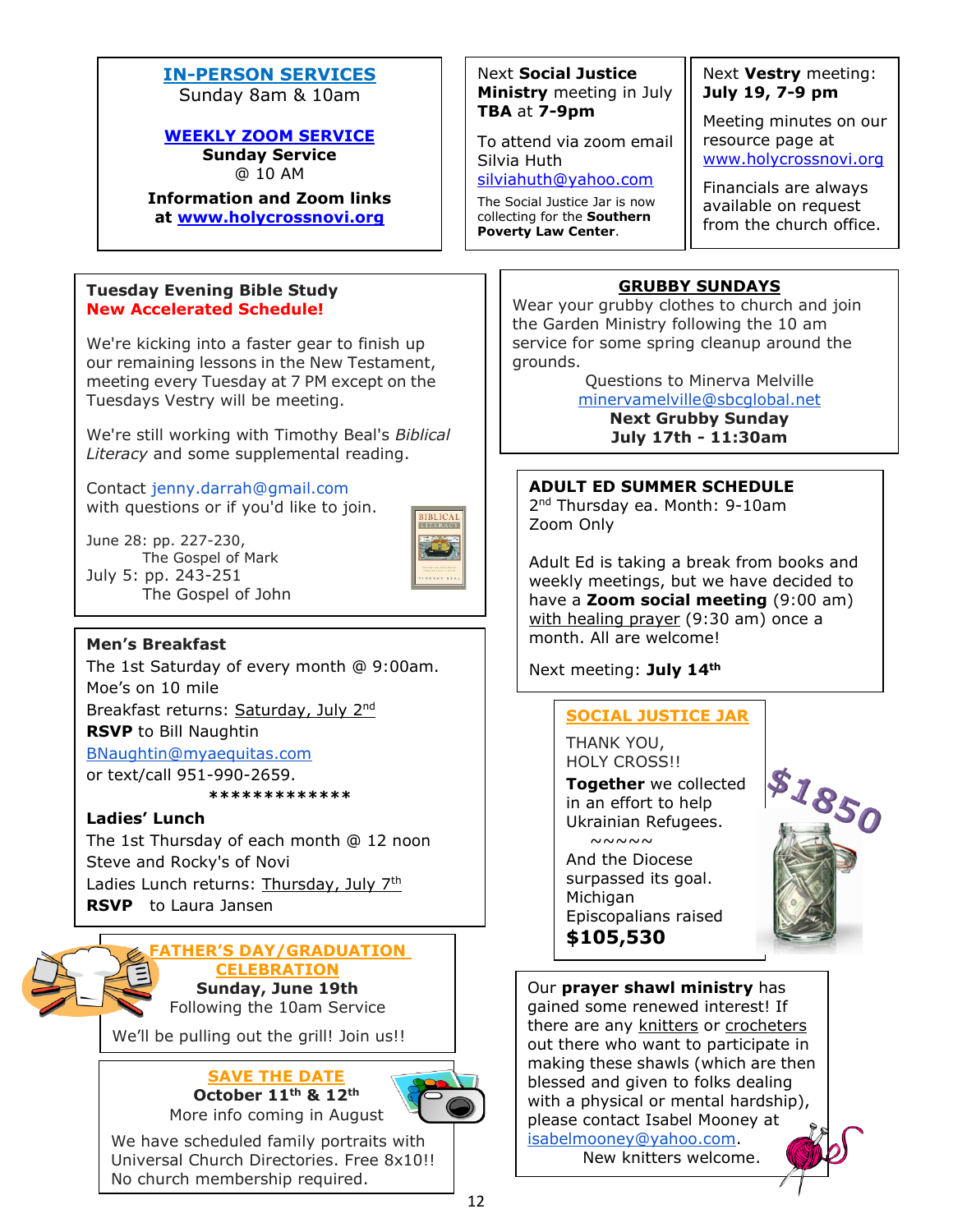## IN-PERSON SERVICES

Sunday 8am & 10am

## WEEKLY ZOOM SERVICE

**Sunday Service**
@ 10 AM

**Information and Zoom links at www.holycrossnovi.org**

Next **Social Justice Ministry** meeting in July **TBA** at **7-9pm**

To attend via zoom email Silvia Huth silviahuth@yahoo.com

The Social Justice Jar is now collecting for the **Southern Poverty Law Center**.

Next **Vestry** meeting: **July 19, 7-9 pm**

Meeting minutes on our resource page at www.holycrossnovi.org

Financials are always available on request from the church office.

## Tuesday Evening Bible Study
**New Accelerated Schedule!**

We're kicking into a faster gear to finish up our remaining lessons in the New Testament, meeting every Tuesday at 7 PM except on the Tuesdays Vestry will be meeting.

We're still working with Timothy Beal's *Biblical Literacy* and some supplemental reading.

Contact jenny.darrah@gmail.com with questions or if you'd like to join.

June 28: pp. 227-230,
The Gospel of Mark
July 5: pp. 243-251
The Gospel of John

## GRUBBY SUNDAYS

Wear your grubby clothes to church and join the Garden Ministry following the 10 am service for some spring cleanup around the grounds.

Questions to Minerva Melville
minervamelville@sbcglobal.net

**Next Grubby Sunday**
**July 17th - 11:30am**

## ADULT ED SUMMER SCHEDULE

2nd Thursday ea. Month: 9-10am
Zoom Only

Adult Ed is taking a break from books and weekly meetings, but we have decided to have a **Zoom social meeting** (9:00 am) with healing prayer (9:30 am) once a month. All are welcome!

Next meeting: **July 14th**

## Men's Breakfast

The 1st Saturday of every month @ 9:00am.
Moe's on 10 mile
Breakfast returns: Saturday, July 2nd
**RSVP** to Bill Naughtin
BNaughtin@myaequitas.com
or text/call 951-990-2659.

*************

## Ladies' Lunch

The 1st Thursday of each month @ 12 noon
Steve and Rocky's of Novi
Ladies Lunch returns: Thursday, July 7th
**RSVP** to Laura Jansen

## SOCIAL JUSTICE JAR

THANK YOU,
HOLY CROSS!!

**Together** we collected in an effort to help Ukrainian Refugees.

~~~~~

And the Diocese surpassed its goal. Michigan Episcopalians raised

**$105,530**

$1850

## FATHER'S DAY/GRADUATION CELEBRATION

**Sunday, June 19th**
Following the 10am Service

We'll be pulling out the grill! Join us!!

## SAVE THE DATE

**October 11th & 12th**
More info coming in August

We have scheduled family portraits with Universal Church Directories. Free 8x10!! No church membership required.

Our **prayer shawl ministry** has gained some renewed interest! If there are any knitters or crocheters out there who want to participate in making these shawls (which are then blessed and given to folks dealing with a physical or mental hardship), please contact Isabel Mooney at isabelmooney@yahoo.com.
New knitters welcome.